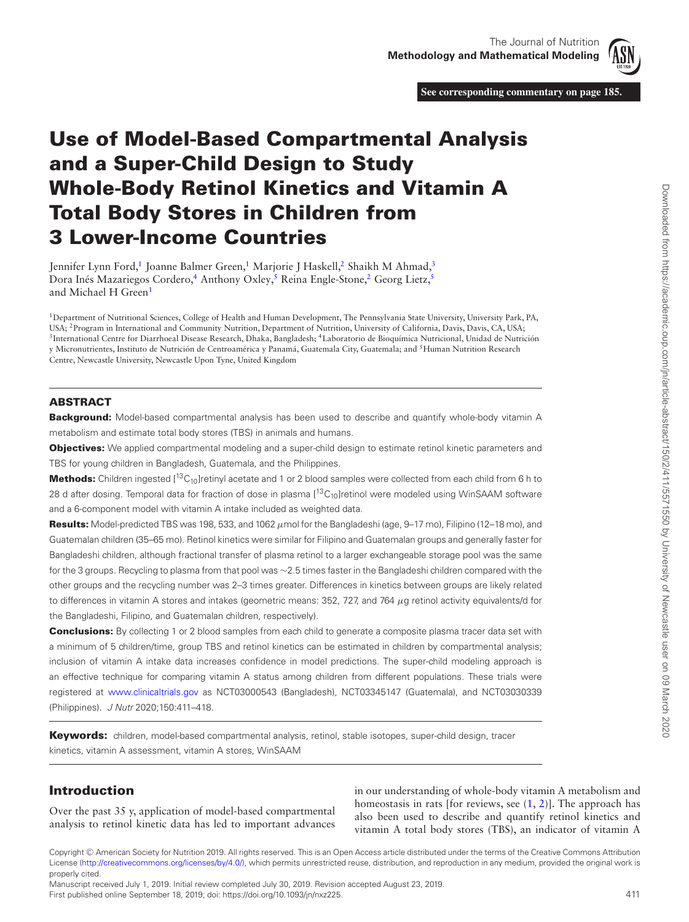See corresponding commentary on page 185.

# Use of Model-Based Compartmental Analysis and a Super-Child Design to Study Whole-Body Retinol Kinetics and Vitamin A Total Body Stores in Children from 3 Lower-Income Countries

Jennifer Lynn Ford,[1] Joanne Balmer Green,[1] Marjorie J Haskell,[2] Shaikh M Ahmad,[3] Dora Inés Mazariegos Cordero,[4] Anthony Oxley,[5] Reina Engle-Stone,[2] Georg Lietz,[5] and Michael H Green[1]

[1]Department of Nutritional Sciences, College of Health and Human Development, The Pennsylvania State University, University Park, PA, USA; [2]Program in International and Community Nutrition, Department of Nutrition, University of California, Davis, Davis, CA, USA; [3]International Centre for Diarrhoeal Disease Research, Dhaka, Bangladesh; [4]Laboratorio de Bioquímica Nutricional, Unidad de Nutrición y Micronutrientes, Instituto de Nutrición de Centroamérica y Panamá, Guatemala City, Guatemala; and [5]Human Nutrition Research Centre, Newcastle University, Newcastle Upon Tyne, United Kingdom

## ABSTRACT

**Background:** Model-based compartmental analysis has been used to describe and quantify whole-body vitamin A metabolism and estimate total body stores (TBS) in animals and humans.

**Objectives:** We applied compartmental modeling and a super-child design to estimate retinol kinetic parameters and TBS for young children in Bangladesh, Guatemala, and the Philippines.

**Methods:** Children ingested [$^{13}C_{10}$]retinyl acetate and 1 or 2 blood samples were collected from each child from 6 h to 28 d after dosing. Temporal data for fraction of dose in plasma [$^{13}C_{10}$]retinol were modeled using WinSAAM software and a 6-component model with vitamin A intake included as weighted data.

**Results:** Model-predicted TBS was 198, 533, and 1062 $\mu$mol for the Bangladeshi (age, 9–17 mo), Filipino (12–18 mo), and Guatemalan children (35–65 mo). Retinol kinetics were similar for Filipino and Guatemalan groups and generally faster for Bangladeshi children, although fractional transfer of plasma retinol to a larger exchangeable storage pool was the same for the 3 groups. Recycling to plasma from that pool was ~2.5 times faster in the Bangladeshi children compared with the other groups and the recycling number was 2–3 times greater. Differences in kinetics between groups are likely related to differences in vitamin A stores and intakes (geometric means: 352, 727, and 764 $\mu$g retinol activity equivalents/d for the Bangladeshi, Filipino, and Guatemalan children, respectively).

**Conclusions:** By collecting 1 or 2 blood samples from each child to generate a composite plasma tracer data set with a minimum of 5 children/time, group TBS and retinol kinetics can be estimated in children by compartmental analysis; inclusion of vitamin A intake data increases confidence in model predictions. The super-child modeling approach is an effective technique for comparing vitamin A status among children from different populations. These trials were registered at www.clinicaltrials.gov as NCT03000543 (Bangladesh), NCT03345147 (Guatemala), and NCT03030339 (Philippines). *J Nutr* 2020;150:411–418.

**Keywords:** children, model-based compartmental analysis, retinol, stable isotopes, super-child design, tracer kinetics, vitamin A assessment, vitamin A stores, WinSAAM

## Introduction

Over the past 35 y, application of model-based compartmental analysis to retinol kinetic data has led to important advances in our understanding of whole-body vitamin A metabolism and homeostasis in rats [for reviews, see (1, 2)]. The approach has also been used to describe and quantify retinol kinetics and vitamin A total body stores (TBS), an indicator of vitamin A

Copyright © American Society for Nutrition 2019. All rights reserved. This is an Open Access article distributed under the terms of the Creative Commons Attribution License (http://creativecommons.org/licenses/by/4.0/), which permits unrestricted reuse, distribution, and reproduction in any medium, provided the original work is properly cited.

Manuscript received July 1, 2019. Initial review completed July 30, 2019. Revision accepted August 23, 2019.

First published online September 18, 2019; doi: https://doi.org/10.1093/jn/nxz225.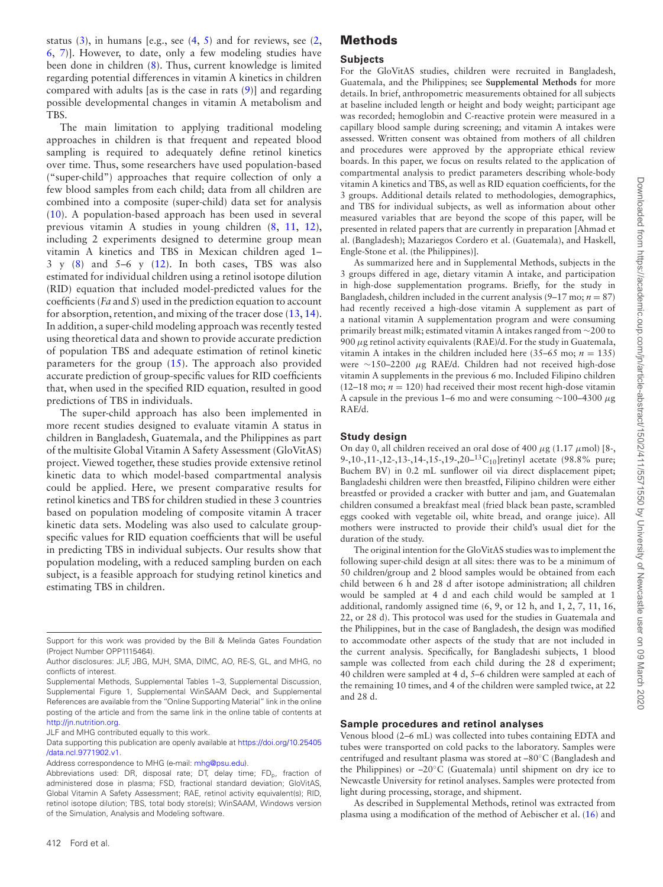status (3), in humans [e.g., see (4, 5) and for reviews, see (2, 6, 7)]. However, to date, only a few modeling studies have been done in children (8). Thus, current knowledge is limited regarding potential differences in vitamin A kinetics in children compared with adults [as is the case in rats (9)] and regarding possible developmental changes in vitamin A metabolism and TBS.

The main limitation to applying traditional modeling approaches in children is that frequent and repeated blood sampling is required to adequately define retinol kinetics over time. Thus, some researchers have used population-based ("super-child") approaches that require collection of only a few blood samples from each child; data from all children are combined into a composite (super-child) data set for analysis (10). A population-based approach has been used in several previous vitamin A studies in young children (8, 11, 12), including 2 experiments designed to determine group mean vitamin A kinetics and TBS in Mexican children aged 1–3 y (8) and 5–6 y (12). In both cases, TBS was also estimated for individual children using a retinol isotope dilution (RID) equation that included model-predicted values for the coefficients (*Fa* and *S*) used in the prediction equation to account for absorption, retention, and mixing of the tracer dose (13, 14). In addition, a super-child modeling approach was recently tested using theoretical data and shown to provide accurate prediction of population TBS and adequate estimation of retinol kinetic parameters for the group (15). The approach also provided accurate prediction of group-specific values for RID coefficients that, when used in the specified RID equation, resulted in good predictions of TBS in individuals.

The super-child approach has also been implemented in more recent studies designed to evaluate vitamin A status in children in Bangladesh, Guatemala, and the Philippines as part of the multisite Global Vitamin A Safety Assessment (GloVitAS) project. Viewed together, these studies provide extensive retinol kinetic data to which model-based compartmental analysis could be applied. Here, we present comparative results for retinol kinetics and TBS for children studied in these 3 countries based on population modeling of composite vitamin A tracer kinetic data sets. Modeling was also used to calculate group-specific values for RID equation coefficients that will be useful in predicting TBS in individual subjects. Our results show that population modeling, with a reduced sampling burden on each subject, is a feasible approach for studying retinol kinetics and estimating TBS in children.

## Methods

### Subjects

For the GloVitAS studies, children were recruited in Bangladesh, Guatemala, and the Philippines; see **Supplemental Methods** for more details. In brief, anthropometric measurements obtained for all subjects at baseline included length or height and body weight; participant age was recorded; hemoglobin and C-reactive protein were measured in a capillary blood sample during screening; and vitamin A intakes were assessed. Written consent was obtained from mothers of all children and procedures were approved by the appropriate ethical review boards. In this paper, we focus on results related to the application of compartmental analysis to predict parameters describing whole-body vitamin A kinetics and TBS, as well as RID equation coefficients, for the 3 groups. Additional details related to methodologies, demographics, and TBS for individual subjects, as well as information about other measured variables that are beyond the scope of this paper, will be presented in related papers that are currently in preparation [Ahmad et al. (Bangladesh); Mazariegos Cordero et al. (Guatemala), and Haskell, Engle-Stone et al. (the Philippines)].

As summarized here and in Supplemental Methods, subjects in the 3 groups differed in age, dietary vitamin A intake, and participation in high-dose supplementation programs. Briefly, for the study in Bangladesh, children included in the current analysis (9–17 mo; $n = 87$) had recently received a high-dose vitamin A supplement as part of a national vitamin A supplementation program and were consuming primarily breast milk; estimated vitamin A intakes ranged from ~200 to 900 μg retinol activity equivalents (RAE)/d. For the study in Guatemala, vitamin A intakes in the children included here (35–65 mo; $n = 135$) were ~150–2200 μg RAE/d. Children had not received high-dose vitamin A supplements in the previous 6 mo. Included Filipino children (12–18 mo; $n = 120$) had received their most recent high-dose vitamin A capsule in the previous 1–6 mo and were consuming ~100–4300 μg RAE/d.

### Study design

On day 0, all children received an oral dose of 400 μg (1.17 μmol) [8-, 9-,10-,11-,12-,13-,14-,15-,19-,20-$^{13}C_{10}$]retinyl acetate (98.8% pure; Buchem BV) in 0.2 mL sunflower oil via direct displacement pipet; Bangladeshi children were then breastfed, Filipino children were either breastfed or provided a cracker with butter and jam, and Guatemalan children consumed a breakfast meal (fried black bean paste, scrambled eggs cooked with vegetable oil, white bread, and orange juice). All mothers were instructed to provide their child's usual diet for the duration of the study.

The original intention for the GloVitAS studies was to implement the following super-child design at all sites: there was to be a minimum of 50 children/group and 2 blood samples would be obtained from each child between 6 h and 28 d after isotope administration; all children would be sampled at 4 d and each child would be sampled at 1 additional, randomly assigned time (6, 9, or 12 h, and 1, 2, 7, 11, 16, 22, or 28 d). This protocol was used for the studies in Guatemala and the Philippines, but in the case of Bangladesh, the design was modified to accommodate other aspects of the study that are not included in the current analysis. Specifically, for Bangladeshi subjects, 1 blood sample was collected from each child during the 28 d experiment; 40 children were sampled at 4 d, 5–6 children were sampled at each of the remaining 10 times, and 4 of the children were sampled twice, at 22 and 28 d.

### Sample procedures and retinol analyses

Venous blood (2–6 mL) was collected into tubes containing EDTA and tubes were transported on cold packs to the laboratory. Samples were centrifuged and resultant plasma was stored at –80°C (Bangladesh and the Philippines) or –20°C (Guatemala) until shipment on dry ice to Newcastle University for retinol analyses. Samples were protected from light during processing, storage, and shipment.

As described in Supplemental Methods, retinol was extracted from plasma using a modification of the method of Aebischer et al. (16) and

---

Support for this work was provided by the Bill & Melinda Gates Foundation (Project Number OPP1115464).

Author disclosures: JLF, JBG, MJH, SMA, DIMC, AO, RE-S, GL, and MHG, no conflicts of interest.

Supplemental Methods, Supplemental Tables 1–3, Supplemental Discussion, Supplemental Figure 1, Supplemental WinSAAM Deck, and Supplemental References are available from the "Online Supporting Material" link in the online posting of the article and from the same link in the online table of contents at http://jn.nutrition.org.

JLF and MHG contributed equally to this work.

Data supporting this publication are openly available at https://doi.org/10.25405/data.ncl.9771902.v1.

Address correspondence to MHG (e-mail: mhg@psu.edu).

Abbreviations used: DR, disposal rate; DT, delay time; $FD_p$, fraction of administered dose in plasma; FSD, fractional standard deviation; GloVitAS, Global Vitamin A Safety Assessment; RAE, retinol activity equivalent(s); RID, retinol isotope dilution; TBS, total body store(s); WinSAAM, Windows version of the Simulation, Analysis and Modeling software.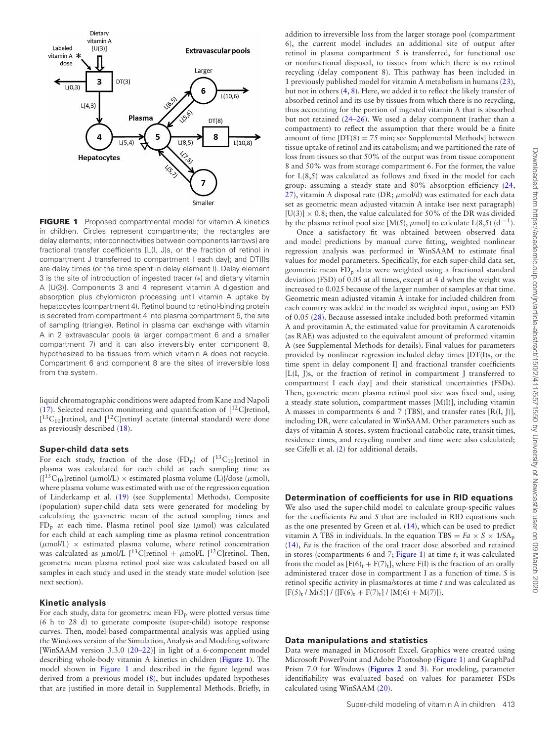**FIGURE 1** Proposed compartmental model for vitamin A kinetics in children. Circles represent compartments; the rectangles are delay elements; interconnectivities between components (arrows) are fractional transfer coefficients [L(I, J)s, or the fraction of retinol in compartment J transferred to compartment I each day]; and DT(I)s are delay times (or the time spent in delay element I). Delay element 3 is the site of introduction of ingested tracer (*) and dietary vitamin A [U(3)]. Components 3 and 4 represent vitamin A digestion and absorption plus chylomicron processing until vitamin A uptake by hepatocytes (compartment 4). Retinol bound to retinol-binding protein is secreted from compartment 4 into plasma compartment 5, the site of sampling (triangle). Retinol in plasma can exchange with vitamin A in 2 extravascular pools (a larger compartment 6 and a smaller compartment 7) and it can also irreversibly enter component 8, hypothesized to be tissues from which vitamin A does not recycle. Compartment 6 and component 8 are the sites of irreversible loss from the system.

liquid chromatographic conditions were adapted from Kane and Napoli (17). Selected reaction monitoring and quantification of [$^{12}$C]retinol, [$^{13}$C$_{10}$]retinol, and [$^{12}$C]retinyl acetate (internal standard) were done as previously described (18).

### Super-child data sets

For each study, fraction of the dose ($FD_p$) of [$^{13}$C$_{10}$]retinol in plasma was calculated for each child at each sampling time as {[$^{13}$C$_{10}$]retinol ($\mu$mol/L) × estimated plasma volume (L)}/dose ($\mu$mol), where plasma volume was estimated with use of the regression equation of Linderkamp et al. (19) (see Supplemental Methods). Composite (population) super-child data sets were generated for modeling by calculating the geometric mean of the actual sampling times and $FD_p$ at each time. Plasma retinol pool size ($\mu$mol) was calculated for each child at each sampling time as plasma retinol concentration ($\mu$mol/L) × estimated plasma volume, where retinol concentration was calculated as $\mu$mol/L [$^{13}$C]retinol + $\mu$mol/L [$^{12}$C]retinol. Then, geometric mean plasma retinol pool size was calculated based on all samples in each study and used in the steady state model solution (see next section).

### Kinetic analysis

For each study, data for geometric mean $FD_p$ were plotted versus time (6 h to 28 d) to generate composite (super-child) isotope response curves. Then, model-based compartmental analysis was applied using the Windows version of the Simulation, Analysis and Modeling software [WinSAAM version 3.3.0 (20–22)] in light of a 6-component model describing whole-body vitamin A kinetics in children (**Figure 1**). The model shown in Figure 1 and described in the figure legend was derived from a previous model (8), but includes updated hypotheses that are justified in more detail in Supplemental Methods. Briefly, in addition to irreversible loss from the larger storage pool (compartment 6), the current model includes an additional site of output after retinol in plasma compartment 5 is transferred, for functional use or nonfunctional disposal, to tissues from which there is no retinol recycling (delay component 8). This pathway has been included in 1 previously published model for vitamin A metabolism in humans (23), but not in others (4, 8). Here, we added it to reflect the likely transfer of absorbed retinol and its use by tissues from which there is no recycling, thus accounting for the portion of ingested vitamin A that is absorbed but not retained (24–26). We used a delay component (rather than a compartment) to reflect the assumption that there would be a finite amount of time [DT(8) = 75 min; see Supplemental Methods] between tissue uptake of retinol and its catabolism; and we partitioned the rate of loss from tissues so that 50% of the output was from tissue component 8 and 50% was from storage compartment 6. For the former, the value for L(8,5) was calculated as follows and fixed in the model for each group: assuming a steady state and 80% absorption efficiency (24, 27), vitamin A disposal rate (DR; $\mu$mol/d) was estimated for each data set as geometric mean adjusted vitamin A intake (see next paragraph) [U(3)] × 0.8; then, the value calculated for 50% of the DR was divided by the plasma retinol pool size [M(5), $\mu$mol] to calculate L(8,5) (d $^{-1}$).

Once a satisfactory fit was obtained between observed data and model predictions by manual curve fitting, weighted nonlinear regression analysis was performed in WinSAAM to estimate final values for model parameters. Specifically, for each super-child data set, geometric mean $FD_p$ data were weighted using a fractional standard deviation (FSD) of 0.05 at all times, except at 4 d when the weight was increased to 0.025 because of the larger number of samples at that time. Geometric mean adjusted vitamin A intake for included children from each country was added in the model as weighted input, using an FSD of 0.05 (28). Because assessed intake included both preformed vitamin A and provitamin A, the estimated value for provitamin A carotenoids (as RAE) was adjusted to the equivalent amount of preformed vitamin A (see Supplemental Methods for details). Final values for parameters provided by nonlinear regression included delay times [DT(I)s, or the time spent in delay component I] and fractional transfer coefficients [L(I, J)s, or the fraction of retinol in compartment J transferred to compartment I each day] and their statistical uncertainties (FSDs). Then, geometric mean plasma retinol pool size was fixed and, using a steady state solution, compartment masses [M(I)], including vitamin A masses in compartments 6 and 7 (TBS), and transfer rates [R(I, J)], including DR, were calculated in WinSAAM. Other parameters such as days of vitamin A stores, system fractional catabolic rate, transit times, residence times, and recycling number and time were also calculated; see Cifelli et al. (2) for additional details.

### Determination of coefficients for use in RID equations

We also used the super-child model to calculate group-specific values for the coefficients *Fa* and *S* that are included in RID equations such as the one presented by Green et al. (14), which can be used to predict vitamin A TBS in individuals. In the equation TBS = *Fa* × *S* × 1/$SA_p$ (14), *Fa* is the fraction of the oral tracer dose absorbed and retained in stores (compartments 6 and 7; Figure 1) at time *t*; it was calculated from the model as $[F(6)_t + F(7)_t]$, where F(I) is the fraction of an orally administered tracer dose in compartment I as a function of time. *S* is retinol specific activity in plasma/stores at time *t* and was calculated as $[F(5)_t / M(5)] / \{[F(6)_t + F(7)_t] / [M(6) + M(7)]\}$.

### Data manipulations and statistics

Data were managed in Microsoft Excel. Graphics were created using Microsoft PowerPoint and Adobe Photoshop (Figure 1) and GraphPad Prism 7.0 for Windows (**Figures 2** and **3**). For modeling, parameter identifiability was evaluated based on values for parameter FSDs calculated using WinSAAM (20).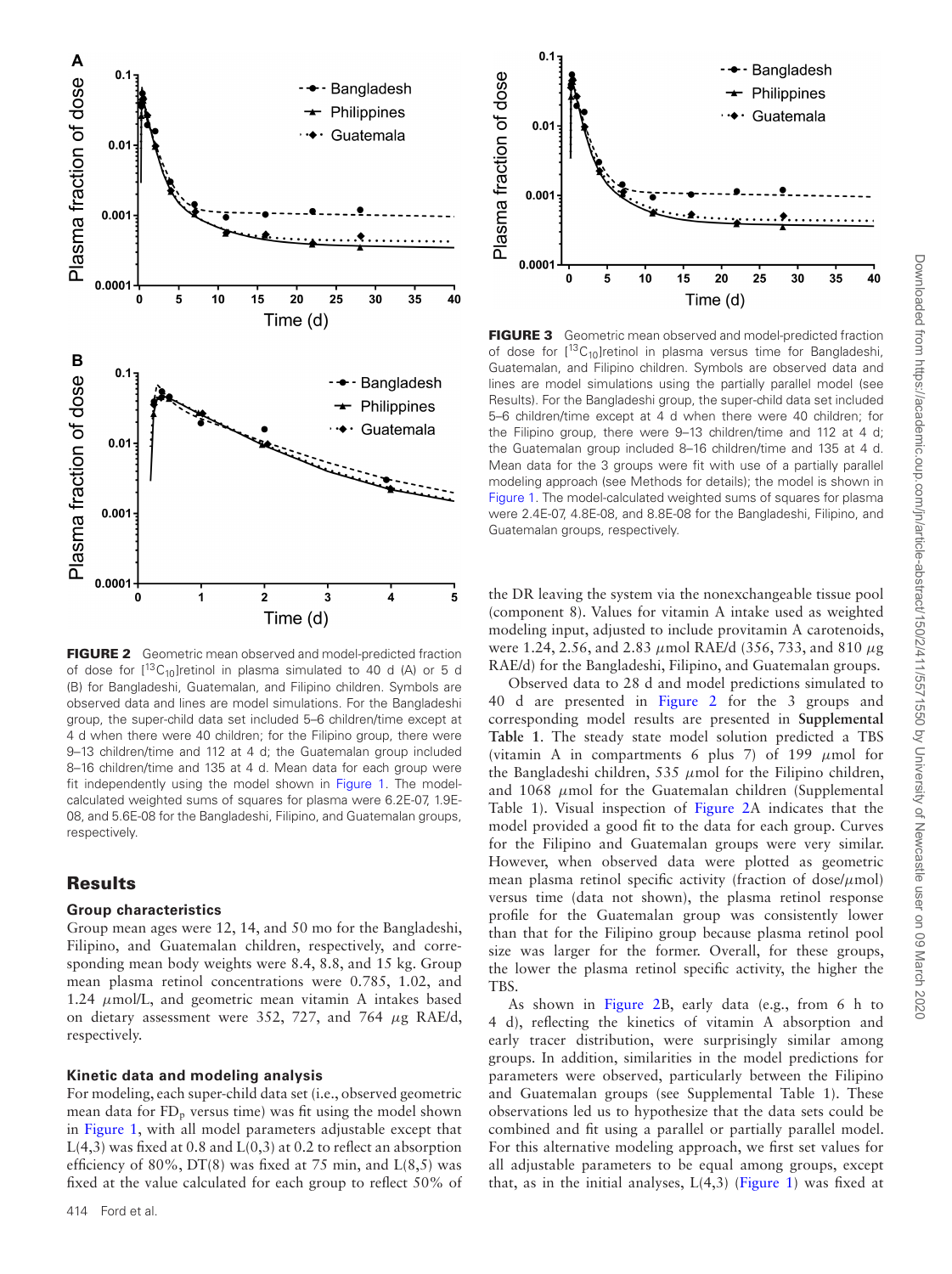FIGURE 2 Geometric mean observed and model-predicted fraction of dose for [$^{13}C_{10}$]retinol in plasma simulated to 40 d (A) or 5 d (B) for Bangladeshi, Guatemalan, and Filipino children. Symbols are observed data and lines are model simulations. For the Bangladeshi group, the super-child data set included 5–6 children/time except at 4 d when there were 40 children; for the Filipino group, there were 9–13 children/time and 112 at 4 d; the Guatemalan group included 8–16 children/time and 135 at 4 d. Mean data for each group were fit independently using the model shown in Figure 1. The model-calculated weighted sums of squares for plasma were 6.2E-07, 1.9E-08, and 5.6E-08 for the Bangladeshi, Filipino, and Guatemalan groups, respectively.

FIGURE 3 Geometric mean observed and model-predicted fraction of dose for [$^{13}C_{10}$]retinol in plasma versus time for Bangladeshi, Guatemalan, and Filipino children. Symbols are observed data and lines are model simulations using the partially parallel model (see Results). For the Bangladeshi group, the super-child data set included 5–6 children/time except at 4 d when there were 40 children; for the Filipino group, there were 9–13 children/time and 112 at 4 d; the Guatemalan group included 8–16 children/time and 135 at 4 d. Mean data for the 3 groups were fit with use of a partially parallel modeling approach (see Methods for details); the model is shown in Figure 1. The model-calculated weighted sums of squares for plasma were 2.4E-07, 4.8E-08, and 8.8E-08 for the Bangladeshi, Filipino, and Guatemalan groups, respectively.

## Results

### Group characteristics

Group mean ages were 12, 14, and 50 mo for the Bangladeshi, Filipino, and Guatemalan children, respectively, and corresponding mean body weights were 8.4, 8.8, and 15 kg. Group mean plasma retinol concentrations were 0.785, 1.02, and 1.24 $\mu$mol/L, and geometric mean vitamin A intakes based on dietary assessment were 352, 727, and 764 $\mu$g RAE/d, respectively.

### Kinetic data and modeling analysis

For modeling, each super-child data set (i.e., observed geometric mean data for $FD_p$ versus time) was fit using the model shown in Figure 1, with all model parameters adjustable except that L(4,3) was fixed at 0.8 and L(0,3) at 0.2 to reflect an absorption efficiency of 80%, DT(8) was fixed at 75 min, and L(8,5) was fixed at the value calculated for each group to reflect 50% of the DR leaving the system via the nonexchangeable tissue pool (component 8). Values for vitamin A intake used as weighted modeling input, adjusted to include provitamin A carotenoids, were 1.24, 2.56, and 2.83 $\mu$mol RAE/d (356, 733, and 810 $\mu$g RAE/d) for the Bangladeshi, Filipino, and Guatemalan groups.

Observed data to 28 d and model predictions simulated to 40 d are presented in Figure 2 for the 3 groups and corresponding model results are presented in Supplemental **Table 1**. The steady state model solution predicted a TBS (vitamin A in compartments 6 plus 7) of 199 $\mu$mol for the Bangladeshi children, 535 $\mu$mol for the Filipino children, and 1068 $\mu$mol for the Guatemalan children (Supplemental Table 1). Visual inspection of Figure 2A indicates that the model provided a good fit to the data for each group. Curves for the Filipino and Guatemalan groups were very similar. However, when observed data were plotted as geometric mean plasma retinol specific activity (fraction of dose/$\mu$mol) versus time (data not shown), the plasma retinol response profile for the Guatemalan group was consistently lower than that for the Filipino group because plasma retinol pool size was larger for the former. Overall, for these groups, the lower the plasma retinol specific activity, the higher the TBS.

As shown in Figure 2B, early data (e.g., from 6 h to 4 d), reflecting the kinetics of vitamin A absorption and early tracer distribution, were surprisingly similar among groups. In addition, similarities in the model predictions for parameters were observed, particularly between the Filipino and Guatemalan groups (see Supplemental Table 1). These observations led us to hypothesize that the data sets could be combined and fit using a parallel or partially parallel model. For this alternative modeling approach, we first set values for all adjustable parameters to be equal among groups, except that, as in the initial analyses, L(4,3) (Figure 1) was fixed at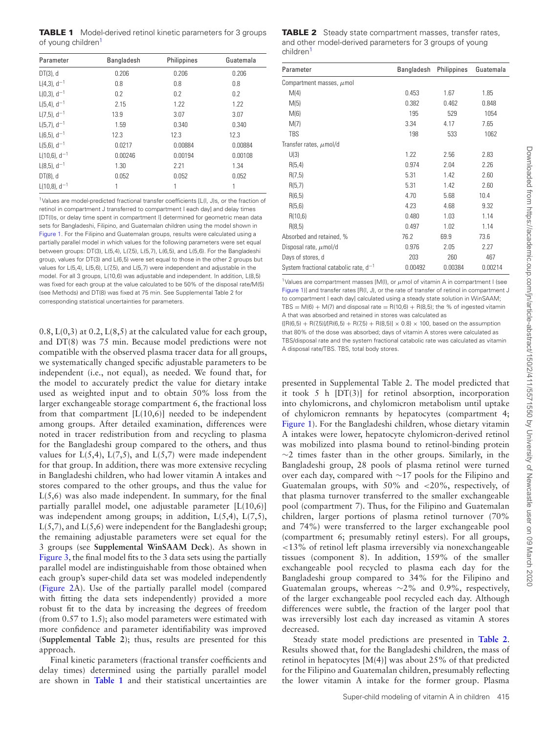**TABLE 1** Model-derived retinol kinetic parameters for 3 groups of young children[1]

| Parameter | Bangladesh | Philippines | Guatemala |
|---|---|---|---|
| DT(3), d | 0.206 | 0.206 | 0.206 |
| L(4,3), $d^{-1}$ | 0.8 | 0.8 | 0.8 |
| L(0,3), $d^{-1}$ | 0.2 | 0.2 | 0.2 |
| L(5,4), $d^{-1}$ | 2.15 | 1.22 | 1.22 |
| L(7,5), $d^{-1}$ | 13.9 | 3.07 | 3.07 |
| L(5,7), $d^{-1}$ | 1.59 | 0.340 | 0.340 |
| L(6,5), $d^{-1}$ | 12.3 | 12.3 | 12.3 |
| L(5,6), $d^{-1}$ | 0.0217 | 0.00884 | 0.00884 |
| L(10,6), $d^{-1}$ | 0.00246 | 0.00194 | 0.00108 |
| L(8,5), $d^{-1}$ | 1.30 | 2.21 | 1.34 |
| DT(8), d | 0.052 | 0.052 | 0.052 |
| L(10,8), $d^{-1}$ | 1 | 1 | 1 |

[1]Values are model-predicted fractional transfer coefficients [L(I, J)s, or the fraction of retinol in compartment J transferred to compartment I each day] and delay times [DT(I)s, or delay time spent in compartment I] determined for geometric mean data sets for Bangladeshi, Filipino, and Guatemalan children using the model shown in Figure 1. For the Filipino and Guatemalan groups, results were calculated using a partially parallel model in which values for the following parameters were set equal between groups: DT(3), L(5,4), L(7,5), L(5,7), L(6,5), and L(5,6). For the Bangladeshi group, values for DT(3) and L(6,5) were set equal to those in the other 2 groups but values for L(5,4), L(5,6), L(7,5), and L(5,7) were independent and adjustable in the model. For all 3 groups, L(10,6) was adjustable and independent. In addition, L(8,5) was fixed for each group at the value calculated to be 50% of the disposal rate/M(5) (see Methods) and DT(8) was fixed at 75 min. See Supplemental Table 2 for corresponding statistical uncertainties for parameters.

0.8, L(0,3) at 0.2, L(8,5) at the calculated value for each group, and DT(8) was 75 min. Because model predictions were not compatible with the observed plasma tracer data for all groups, we systematically changed specific adjustable parameters to be independent (i.e., not equal), as needed. We found that, for the model to accurately predict the value for dietary intake used as weighted input and to obtain 50% loss from the larger exchangeable storage compartment 6, the fractional loss from that compartment [L(10,6)] needed to be independent among groups. After detailed examination, differences were noted in tracer redistribution from and recycling to plasma for the Bangladeshi group compared to the others, and thus values for L(5,4), L(7,5), and L(5,7) were made independent for that group. In addition, there was more extensive recycling in Bangladeshi children, who had lower vitamin A intakes and stores compared to the other groups, and thus the value for L(5,6) was also made independent. In summary, for the final partially parallel model, one adjustable parameter [L(10,6)] was independent among groups; in addition, L(5,4), L(7,5), L(5,7), and L(5,6) were independent for the Bangladeshi group; the remaining adjustable parameters were set equal for the 3 groups (see **Supplemental WinSAAM Deck**). As shown in Figure 3, the final model fits to the 3 data sets using the partially parallel model are indistinguishable from those obtained when each group's super-child data set was modeled independently (Figure 2A). Use of the partially parallel model (compared with fitting the data sets independently) provided a more robust fit to the data by increasing the degrees of freedom (from 0.57 to 1.5); also model parameters were estimated with more confidence and parameter identifiability was improved (**Supplemental Table 2**); thus, results are presented for this approach.

Final kinetic parameters (fractional transfer coefficients and delay times) determined using the partially parallel model are shown in **Table 1** and their statistical uncertainties are presented in Supplemental Table 2. The model predicted that it took 5 h [DT(3)] for retinol absorption, incorporation into chylomicrons, and chylomicron metabolism until uptake of chylomicron remnants by hepatocytes (compartment 4; Figure 1). For the Bangladeshi children, whose dietary vitamin A intakes were lower, hepatocyte chylomicron-derived retinol was mobilized into plasma bound to retinol-binding protein ~2 times faster than in the other groups. Similarly, in the Bangladeshi group, 28 pools of plasma retinol were turned over each day, compared with ~17 pools for the Filipino and Guatemalan groups, with 50% and <20%, respectively, of that plasma turnover transferred to the smaller exchangeable pool (compartment 7). Thus, for the Filipino and Guatemalan children, larger portions of plasma retinol turnover (70% and 74%) were transferred to the larger exchangeable pool (compartment 6; presumably retinyl esters). For all groups, <13% of retinol left plasma irreversibly via nonexchangeable tissues (component 8). In addition, 159% of the smaller exchangeable pool recycled to plasma each day for the Bangladeshi group compared to 34% for the Filipino and Guatemalan groups, whereas ~2% and 0.9%, respectively, of the larger exchangeable pool recycled each day. Although differences were subtle, the fraction of the larger pool that was irreversibly lost each day increased as vitamin A stores decreased.

**TABLE 2** Steady state compartment masses, transfer rates, and other model-derived parameters for 3 groups of young children[1]

| Parameter | Bangladesh | Philippines | Guatemala |
|---|---|---|---|
| Compartment masses, $\mu$mol | | | |
| M(4) | 0.453 | 1.67 | 1.85 |
| M(5) | 0.382 | 0.462 | 0.848 |
| M(6) | 195 | 529 | 1054 |
| M(7) | 3.34 | 4.17 | 7.65 |
| TBS | 198 | 533 | 1062 |
| Transfer rates, $\mu$mol/d | | | |
| U(3) | 1.22 | 2.56 | 2.83 |
| R(5,4) | 0.974 | 2.04 | 2.26 |
| R(7,5) | 5.31 | 1.42 | 2.60 |
| R(5,7) | 5.31 | 1.42 | 2.60 |
| R(6,5) | 4.70 | 5.68 | 10.4 |
| R(5,6) | 4.23 | 4.68 | 9.32 |
| R(10,6) | 0.480 | 1.03 | 1.14 |
| R(8,5) | 0.497 | 1.02 | 1.14 |
| Absorbed and retained, % | 76.2 | 69.9 | 73.6 |
| Disposal rate, $\mu$mol/d | 0.976 | 2.05 | 2.27 |
| Days of stores, d | 203 | 260 | 467 |
| System fractional catabolic rate, $d^{-1}$ | 0.00492 | 0.00384 | 0.00214 |

[1]Values are compartment masses [M(I), or $\mu$mol of vitamin A in compartment I (see Figure 1)] and transfer rates [R(I, J), or the rate of transfer of retinol in compartment J to compartment I each day] calculated using a steady state solution in WinSAAM; TBS = M(6) + M(7) and disposal rate = R(10,6) + R(8,5); the % of ingested vitamin A that was absorbed and retained in stores was calculated as {[R(6,5) + R(7,5)]/[R(6,5) + R(7,5) + R(8,5)]} × 0.8} × 100, based on the assumption that 80% of the dose was absorbed; days of vitamin A stores were calculated as TBS/disposal rate and the system fractional catabolic rate was calculated as vitamin A disposal rate/TBS. TBS, total body stores.

Steady state model predictions are presented in **Table 2**. Results showed that, for the Bangladeshi children, the mass of retinol in hepatocytes [M(4)] was about 25% of that predicted for the Filipino and Guatemalan children, presumably reflecting the lower vitamin A intake for the former group. Plasma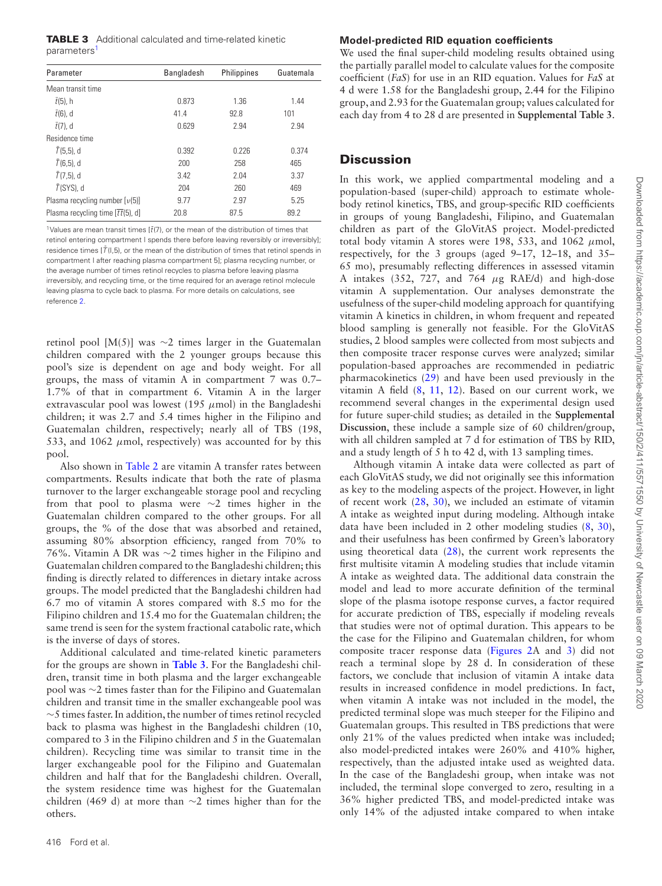**TABLE 3** Additional calculated and time-related kinetic parameters[1]

| Parameter | Bangladesh | Philippines | Guatemala |
|---|---|---|---|
| Mean transit time | | | |
| $\bar{t}(5)$, h | 0.873 | 1.36 | 1.44 |
| $\bar{t}(6)$, d | 41.4 | 92.8 | 101 |
| $\bar{t}(7)$, d | 0.629 | 2.94 | 2.94 |
| Residence time | | | |
| $\bar{T}(5,5)$, d | 0.392 | 0.226 | 0.374 |
| $\bar{T}(6,5)$, d | 200 | 258 | 465 |
| $\bar{T}(7,5)$, d | 3.42 | 2.04 | 3.37 |
| $\bar{T}$(SYS), d | 204 | 260 | 469 |
| Plasma recycling number [$\nu(5)$] | 9.77 | 2.97 | 5.25 |
| Plasma recycling time [$\bar{t}\bar{t}(5)$, d] | 20.8 | 87.5 | 89.2 |

[1]Values are mean transit times [$\bar{t}(I)$, or the mean of the distribution of times that retinol entering compartment I spends there before leaving reversibly or irreversibly]; residence times [$\bar{T}(I,5)$, or the mean of the distribution of times that retinol spends in compartment I after reaching plasma compartment 5]; plasma recycling number, or the average number of times retinol recycles to plasma before leaving plasma irreversibly, and recycling time, or the time required for an average retinol molecule leaving plasma to cycle back to plasma. For more details on calculations, see reference 2.

retinol pool [M(5)] was ~2 times larger in the Guatemalan children compared with the 2 younger groups because this pool's size is dependent on age and body weight. For all groups, the mass of vitamin A in compartment 7 was 0.7–1.7% of that in compartment 6. Vitamin A in the larger extravascular pool was lowest (195 $\mu$mol) in the Bangladeshi children; it was 2.7 and 5.4 times higher in the Filipino and Guatemalan children, respectively; nearly all of TBS (198, 533, and 1062 $\mu$mol, respectively) was accounted for by this pool.

Also shown in Table 2 are vitamin A transfer rates between compartments. Results indicate that both the rate of plasma turnover to the larger exchangeable storage pool and recycling from that pool to plasma were ~2 times higher in the Guatemalan children compared to the other groups. For all groups, the % of the dose that was absorbed and retained, assuming 80% absorption efficiency, ranged from 70% to 76%. Vitamin A DR was ~2 times higher in the Filipino and Guatemalan children compared to the Bangladeshi children; this finding is directly related to differences in dietary intake across groups. The model predicted that the Bangladeshi children had 6.7 mo of vitamin A stores compared with 8.5 mo for the Filipino children and 15.4 mo for the Guatemalan children; the same trend is seen for the system fractional catabolic rate, which is the inverse of days of stores.

Additional calculated and time-related kinetic parameters for the groups are shown in **Table 3**. For the Bangladeshi children, transit time in both plasma and the larger exchangeable pool was ~2 times faster than for the Filipino and Guatemalan children and transit time in the smaller exchangeable pool was ~5 times faster. In addition, the number of times retinol recycled back to plasma was highest in the Bangladeshi children (10, compared to 3 in the Filipino children and 5 in the Guatemalan children). Recycling time was similar to transit time in the larger exchangeable pool for the Filipino and Guatemalan children and half that for the Bangladeshi children. Overall, the system residence time was highest for the Guatemalan children (469 d) at more than ~2 times higher than for the others.

### Model-predicted RID equation coefficients

We used the final super-child modeling results obtained using the partially parallel model to calculate values for the composite coefficient (*FaS*) for use in an RID equation. Values for *FaS* at 4 d were 1.58 for the Bangladeshi group, 2.44 for the Filipino group, and 2.93 for the Guatemalan group; values calculated for each day from 4 to 28 d are presented in **Supplemental Table 3**.

## Discussion

In this work, we applied compartmental modeling and a population-based (super-child) approach to estimate whole-body retinol kinetics, TBS, and group-specific RID coefficients in groups of young Bangladeshi, Filipino, and Guatemalan children as part of the GloVitAS project. Model-predicted total body vitamin A stores were 198, 533, and 1062 $\mu$mol, respectively, for the 3 groups (aged 9–17, 12–18, and 35–65 mo), presumably reflecting differences in assessed vitamin A intakes (352, 727, and 764 $\mu$g RAE/d) and high-dose vitamin A supplementation. Our analyses demonstrate the usefulness of the super-child modeling approach for quantifying vitamin A kinetics in children, in whom frequent and repeated blood sampling is generally not feasible. For the GloVitAS studies, 2 blood samples were collected from most subjects and then composite tracer response curves were analyzed; similar population-based approaches are recommended in pediatric pharmacokinetics (29) and have been used previously in the vitamin A field (8, 11, 12). Based on our current work, we recommend several changes in the experimental design used for future super-child studies; as detailed in the **Supplemental Discussion**, these include a sample size of 60 children/group, with all children sampled at 7 d for estimation of TBS by RID, and a study length of 5 h to 42 d, with 13 sampling times.

Although vitamin A intake data were collected as part of each GloVitAS study, we did not originally see this information as key to the modeling aspects of the project. However, in light of recent work (28, 30), we included an estimate of vitamin A intake as weighted input during modeling. Although intake data have been included in 2 other modeling studies (8, 30), and their usefulness has been confirmed by Green's laboratory using theoretical data (28), the current work represents the first multisite vitamin A modeling studies that include vitamin A intake as weighted data. The additional data constrain the model and lead to more accurate definition of the terminal slope of the plasma isotope response curves, a factor required for accurate prediction of TBS, especially if modeling reveals that studies were not of optimal duration. This appears to be the case for the Filipino and Guatemalan children, for whom composite tracer response data (Figures 2A and 3) did not reach a terminal slope by 28 d. In consideration of these factors, we conclude that inclusion of vitamin A intake data results in increased confidence in model predictions. In fact, when vitamin A intake was not included in the model, the predicted terminal slope was much steeper for the Filipino and Guatemalan groups. This resulted in TBS predictions that were only 21% of the values predicted when intake was included; also model-predicted intakes were 260% and 410% higher, respectively, than the adjusted intake used as weighted data. In the case of the Bangladeshi group, when intake was not included, the terminal slope converged to zero, resulting in a 36% higher predicted TBS, and model-predicted intake was only 14% of the adjusted intake compared to when intake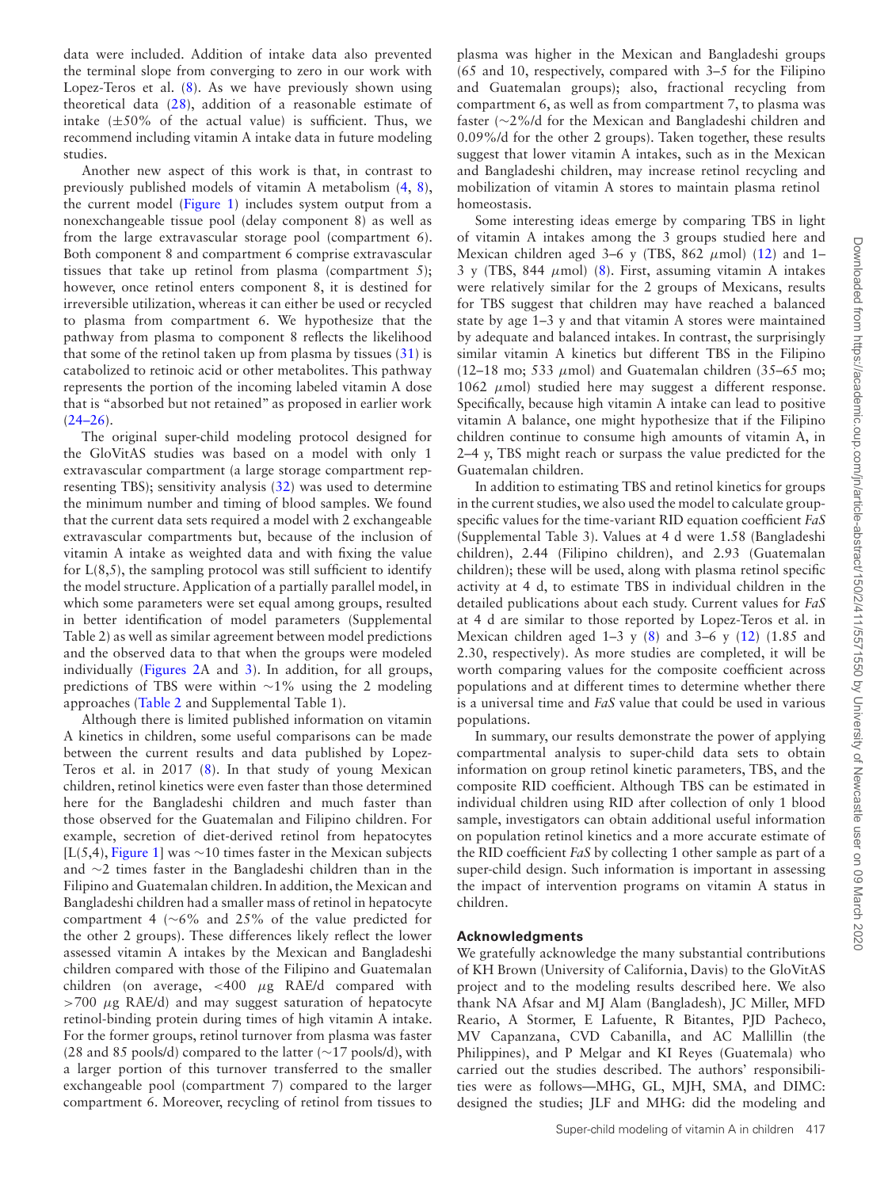data were included. Addition of intake data also prevented the terminal slope from converging to zero in our work with Lopez-Teros et al. (8). As we have previously shown using theoretical data (28), addition of a reasonable estimate of intake (±50% of the actual value) is sufficient. Thus, we recommend including vitamin A intake data in future modeling studies.

Another new aspect of this work is that, in contrast to previously published models of vitamin A metabolism (4, 8), the current model (Figure 1) includes system output from a nonexchangeable tissue pool (delay component 8) as well as from the large extravascular storage pool (compartment 6). Both component 8 and compartment 6 comprise extravascular tissues that take up retinol from plasma (compartment 5); however, once retinol enters component 8, it is destined for irreversible utilization, whereas it can either be used or recycled to plasma from compartment 6. We hypothesize that the pathway from plasma to component 8 reflects the likelihood that some of the retinol taken up from plasma by tissues (31) is catabolized to retinoic acid or other metabolites. This pathway represents the portion of the incoming labeled vitamin A dose that is "absorbed but not retained" as proposed in earlier work (24–26).

The original super-child modeling protocol designed for the GloVitAS studies was based on a model with only 1 extravascular compartment (a large storage compartment representing TBS); sensitivity analysis (32) was used to determine the minimum number and timing of blood samples. We found that the current data sets required a model with 2 exchangeable extravascular compartments but, because of the inclusion of vitamin A intake as weighted data and with fixing the value for L(8,5), the sampling protocol was still sufficient to identify the model structure. Application of a partially parallel model, in which some parameters were set equal among groups, resulted in better identification of model parameters (Supplemental Table 2) as well as similar agreement between model predictions and the observed data to that when the groups were modeled individually (Figures 2A and 3). In addition, for all groups, predictions of TBS were within ~1% using the 2 modeling approaches (Table 2 and Supplemental Table 1).

Although there is limited published information on vitamin A kinetics in children, some useful comparisons can be made between the current results and data published by Lopez-Teros et al. in 2017 (8). In that study of young Mexican children, retinol kinetics were even faster than those determined here for the Bangladeshi children and much faster than those observed for the Guatemalan and Filipino children. For example, secretion of diet-derived retinol from hepatocytes [L(5,4), Figure 1] was ~10 times faster in the Mexican subjects and ~2 times faster in the Bangladeshi children than in the Filipino and Guatemalan children. In addition, the Mexican and Bangladeshi children had a smaller mass of retinol in hepatocyte compartment 4 (~6% and 25% of the value predicted for the other 2 groups). These differences likely reflect the lower assessed vitamin A intakes by the Mexican and Bangladeshi children compared with those of the Filipino and Guatemalan children (on average, <400 μg RAE/d compared with >700 μg RAE/d) and may suggest saturation of hepatocyte retinol-binding protein during times of high vitamin A intake. For the former groups, retinol turnover from plasma was faster (28 and 85 pools/d) compared to the latter (~17 pools/d), with a larger portion of this turnover transferred to the smaller exchangeable pool (compartment 7) compared to the larger compartment 6. Moreover, recycling of retinol from tissues to plasma was higher in the Mexican and Bangladeshi groups (65 and 10, respectively, compared with 3–5 for the Filipino and Guatemalan groups); also, fractional recycling from compartment 6, as well as from compartment 7, to plasma was faster (~2%/d for the Mexican and Bangladeshi children and 0.09%/d for the other 2 groups). Taken together, these results suggest that lower vitamin A intakes, such as in the Mexican and Bangladeshi children, may increase retinol recycling and mobilization of vitamin A stores to maintain plasma retinol homeostasis.

Some interesting ideas emerge by comparing TBS in light of vitamin A intakes among the 3 groups studied here and Mexican children aged 3–6 y (TBS, 862 μmol) (12) and 1–3 y (TBS, 844 μmol) (8). First, assuming vitamin A intakes were relatively similar for the 2 groups of Mexicans, results for TBS suggest that children may have reached a balanced state by age 1–3 y and that vitamin A stores were maintained by adequate and balanced intakes. In contrast, the surprisingly similar vitamin A kinetics but different TBS in the Filipino (12–18 mo; 533 μmol) and Guatemalan children (35–65 mo; 1062 μmol) studied here may suggest a different response. Specifically, because high vitamin A intake can lead to positive vitamin A balance, one might hypothesize that if the Filipino children continue to consume high amounts of vitamin A, in 2–4 y, TBS might reach or surpass the value predicted for the Guatemalan children.

In addition to estimating TBS and retinol kinetics for groups in the current studies, we also used the model to calculate group-specific values for the time-variant RID equation coefficient *FaS* (Supplemental Table 3). Values at 4 d were 1.58 (Bangladeshi children), 2.44 (Filipino children), and 2.93 (Guatemalan children); these will be used, along with plasma retinol specific activity at 4 d, to estimate TBS in individual children in the detailed publications about each study. Current values for *FaS* at 4 d are similar to those reported by Lopez-Teros et al. in Mexican children aged 1–3 y (8) and 3–6 y (12) (1.85 and 2.30, respectively). As more studies are completed, it will be worth comparing values for the composite coefficient across populations and at different times to determine whether there is a universal time and *FaS* value that could be used in various populations.

In summary, our results demonstrate the power of applying compartmental analysis to super-child data sets to obtain information on group retinol kinetic parameters, TBS, and the composite RID coefficient. Although TBS can be estimated in individual children using RID after collection of only 1 blood sample, investigators can obtain additional useful information on population retinol kinetics and a more accurate estimate of the RID coefficient *FaS* by collecting 1 other sample as part of a super-child design. Such information is important in assessing the impact of intervention programs on vitamin A status in children.

### Acknowledgments

We gratefully acknowledge the many substantial contributions of KH Brown (University of California, Davis) to the GloVitAS project and to the modeling results described here. We also thank NA Afsar and MJ Alam (Bangladesh), JC Miller, MFD Reario, A Stormer, E Lafuente, R Bitantes, PJD Pacheco, MV Capanzana, CVD Cabanilla, and AC Mallillin (the Philippines), and P Melgar and KI Reyes (Guatemala) who carried out the studies described. The authors' responsibilities were as follows—MHG, GL, MJH, SMA, and DIMC: designed the studies; JLF and MHG: did the modeling and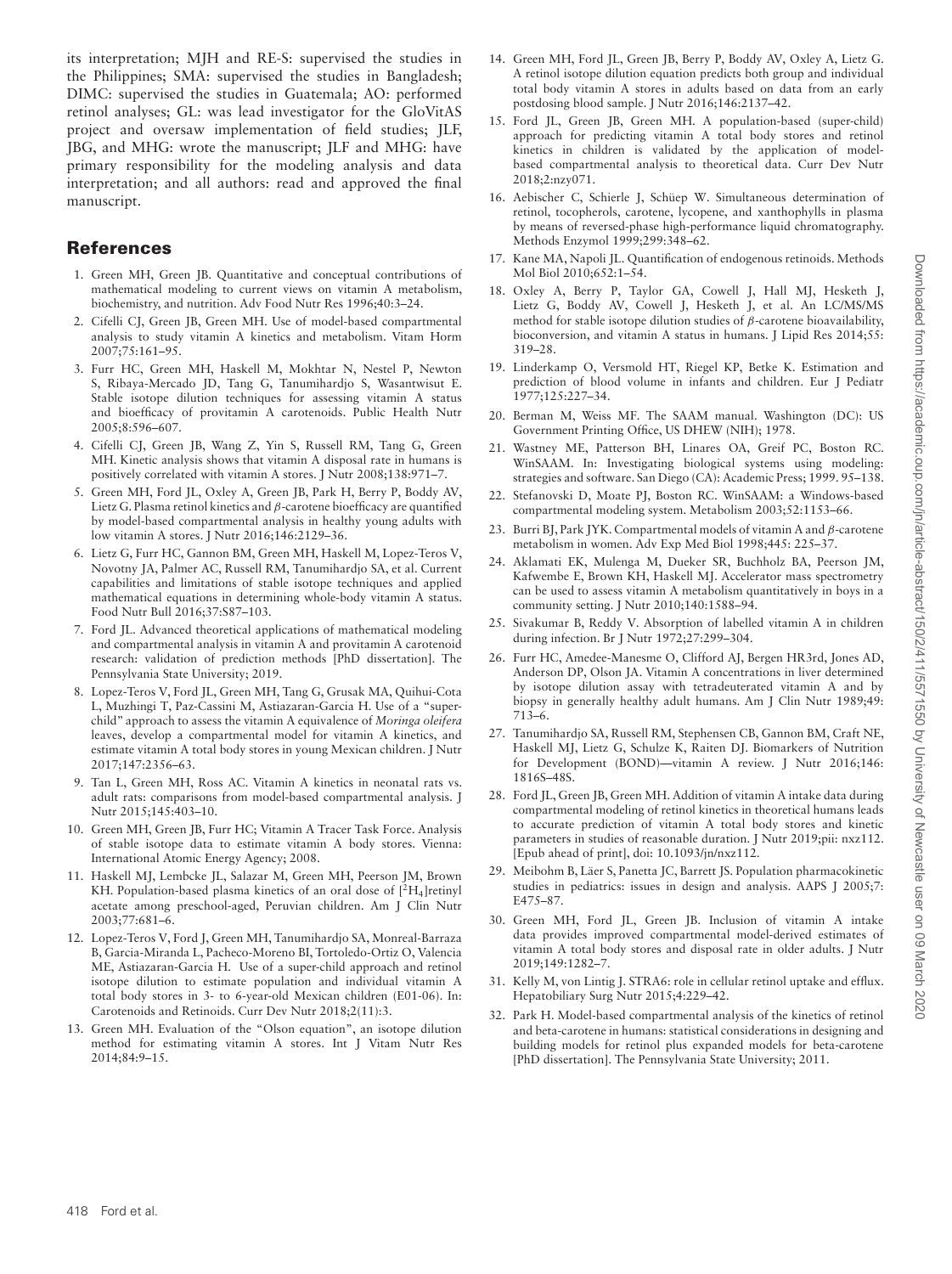its interpretation; MJH and RE-S: supervised the studies in the Philippines; SMA: supervised the studies in Bangladesh; DIMC: supervised the studies in Guatemala; AO: performed retinol analyses; GL: was lead investigator for the GloVitAS project and oversaw implementation of field studies; JLF, JBG, and MHG: wrote the manuscript; JLF and MHG: have primary responsibility for the modeling analysis and data interpretation; and all authors: read and approved the final manuscript.

## References

1. Green MH, Green JB. Quantitative and conceptual contributions of mathematical modeling to current views on vitamin A metabolism, biochemistry, and nutrition. Adv Food Nutr Res 1996;40:3–24.
2. Cifelli CJ, Green JB, Green MH. Use of model-based compartmental analysis to study vitamin A kinetics and metabolism. Vitam Horm 2007;75:161–95.
3. Furr HC, Green MH, Haskell M, Mokhtar N, Nestel P, Newton S, Ribaya-Mercado JD, Tang G, Tanumihardjo S, Wasantwisut E. Stable isotope dilution techniques for assessing vitamin A status and bioefficacy of provitamin A carotenoids. Public Health Nutr 2005;8:596–607.
4. Cifelli CJ, Green JB, Wang Z, Yin S, Russell RM, Tang G, Green MH. Kinetic analysis shows that vitamin A disposal rate in humans is positively correlated with vitamin A stores. J Nutr 2008;138:971–7.
5. Green MH, Ford JL, Oxley A, Green JB, Park H, Berry P, Boddy AV, Lietz G. Plasma retinol kinetics and $\beta$-carotene bioefficacy are quantified by model-based compartmental analysis in healthy young adults with low vitamin A stores. J Nutr 2016;146:2129–36.
6. Lietz G, Furr HC, Gannon BM, Green MH, Haskell M, Lopez-Teros V, Novotny JA, Palmer AC, Russell RM, Tanumihardjo SA, et al. Current capabilities and limitations of stable isotope techniques and applied mathematical equations in determining whole-body vitamin A status. Food Nutr Bull 2016;37:S87–103.
7. Ford JL. Advanced theoretical applications of mathematical modeling and compartmental analysis in vitamin A and provitamin A carotenoid research: validation of prediction methods [PhD dissertation]. The Pennsylvania State University; 2019.
8. Lopez-Teros V, Ford JL, Green MH, Tang G, Grusak MA, Quihui-Cota L, Muzhingi T, Paz-Cassini M, Astiazaran-Garcia H. Use of a "super-child" approach to assess the vitamin A equivalence of *Moringa oleifera* leaves, develop a compartmental model for vitamin A kinetics, and estimate vitamin A total body stores in young Mexican children. J Nutr 2017;147:2356–63.
9. Tan L, Green MH, Ross AC. Vitamin A kinetics in neonatal rats vs. adult rats: comparisons from model-based compartmental analysis. J Nutr 2015;145:403–10.
10. Green MH, Green JB, Furr HC; Vitamin A Tracer Task Force. Analysis of stable isotope data to estimate vitamin A body stores. Vienna: International Atomic Energy Agency; 2008.
11. Haskell MJ, Lembcke JL, Salazar M, Green MH, Peerson JM, Brown KH. Population-based plasma kinetics of an oral dose of [$^2H_4$]retinyl acetate among preschool-aged, Peruvian children. Am J Clin Nutr 2003;77:681–6.
12. Lopez-Teros V, Ford J, Green MH, Tanumihardjo SA, Monreal-Barraza B, Garcia-Miranda L, Pacheco-Moreno BI, Tortoledo-Ortiz O, Valencia ME, Astiazaran-Garcia H. Use of a super-child approach and retinol isotope dilution to estimate population and individual vitamin A total body stores in 3- to 6-year-old Mexican children (E01-06). In: Carotenoids and Retinoids. Curr Dev Nutr 2018;2(11):3.
13. Green MH. Evaluation of the "Olson equation", an isotope dilution method for estimating vitamin A stores. Int J Vitam Nutr Res 2014;84:9–15.
14. Green MH, Ford JL, Green JB, Berry P, Boddy AV, Oxley A, Lietz G. A retinol isotope dilution equation predicts both group and individual total body vitamin A stores in adults based on data from an early postdosing blood sample. J Nutr 2016;146:2137–42.
15. Ford JL, Green JB, Green MH. A population-based (super-child) approach for predicting vitamin A total body stores and retinol kinetics in children is validated by the application of model-based compartmental analysis to theoretical data. Curr Dev Nutr 2018;2:nzy071.
16. Aebischer C, Schierle J, Schüep W. Simultaneous determination of retinol, tocopherols, carotene, lycopene, and xanthophylls in plasma by means of reversed-phase high-performance liquid chromatography. Methods Enzymol 1999;299:348–62.
17. Kane MA, Napoli JL. Quantification of endogenous retinoids. Methods Mol Biol 2010;652:1–54.
18. Oxley A, Berry P, Taylor GA, Cowell J, Hall MJ, Hesketh J, Lietz G, Boddy AV, Cowell J, Hesketh J, et al. An LC/MS/MS method for stable isotope dilution studies of $\beta$-carotene bioavailability, bioconversion, and vitamin A status in humans. J Lipid Res 2014;55: 319–28.
19. Linderkamp O, Versmold HT, Riegel KP, Betke K. Estimation and prediction of blood volume in infants and children. Eur J Pediatr 1977;125:227–34.
20. Berman M, Weiss MF. The SAAM manual. Washington (DC): US Government Printing Office, US DHEW (NIH); 1978.
21. Wastney ME, Patterson BH, Linares OA, Greif PC, Boston RC. WinSAAM. In: Investigating biological systems using modeling: strategies and software. San Diego (CA): Academic Press; 1999. 95–138.
22. Stefanovski D, Moate PJ, Boston RC. WinSAAM: a Windows-based compartmental modeling system. Metabolism 2003;52:1153–66.
23. Burri BJ, Park JYK. Compartmental models of vitamin A and $\beta$-carotene metabolism in women. Adv Exp Med Biol 1998;445: 225–37.
24. Aklamati EK, Mulenga M, Dueker SR, Buchholz BA, Peerson JM, Kafwembe E, Brown KH, Haskell MJ. Accelerator mass spectrometry can be used to assess vitamin A metabolism quantitatively in boys in a community setting. J Nutr 2010;140:1588–94.
25. Sivakumar B, Reddy V. Absorption of labelled vitamin A in children during infection. Br J Nutr 1972;27:299–304.
26. Furr HC, Amedee-Manesme O, Clifford AJ, Bergen HR3rd, Jones AD, Anderson DP, Olson JA. Vitamin A concentrations in liver determined by isotope dilution assay with tetradeuterated vitamin A and by biopsy in generally healthy adult humans. Am J Clin Nutr 1989;49: 713–6.
27. Tanumihardjo SA, Russell RM, Stephensen CB, Gannon BM, Craft NE, Haskell MJ, Lietz G, Schulze K, Raiten DJ. Biomarkers of Nutrition for Development (BOND)—vitamin A review. J Nutr 2016;146: 1816S–48S.
28. Ford JL, Green JB, Green MH. Addition of vitamin A intake data during compartmental modeling of retinol kinetics in theoretical humans leads to accurate prediction of vitamin A total body stores and kinetic parameters in studies of reasonable duration. J Nutr 2019;pii: nxz112. [Epub ahead of print], doi: 10.1093/jn/nxz112.
29. Meibohm B, Läer S, Panetta JC, Barrett JS. Population pharmacokinetic studies in pediatrics: issues in design and analysis. AAPS J 2005;7: E475–87.
30. Green MH, Ford JL, Green JB. Inclusion of vitamin A intake data provides improved compartmental model-derived estimates of vitamin A total body stores and disposal rate in older adults. J Nutr 2019;149:1282–7.
31. Kelly M, von Lintig J. STRA6: role in cellular retinol uptake and efflux. Hepatobiliary Surg Nutr 2015;4:229–42.
32. Park H. Model-based compartmental analysis of the kinetics of retinol and beta-carotene in humans: statistical considerations in designing and building models for retinol plus expanded models for beta-carotene [PhD dissertation]. The Pennsylvania State University; 2011.